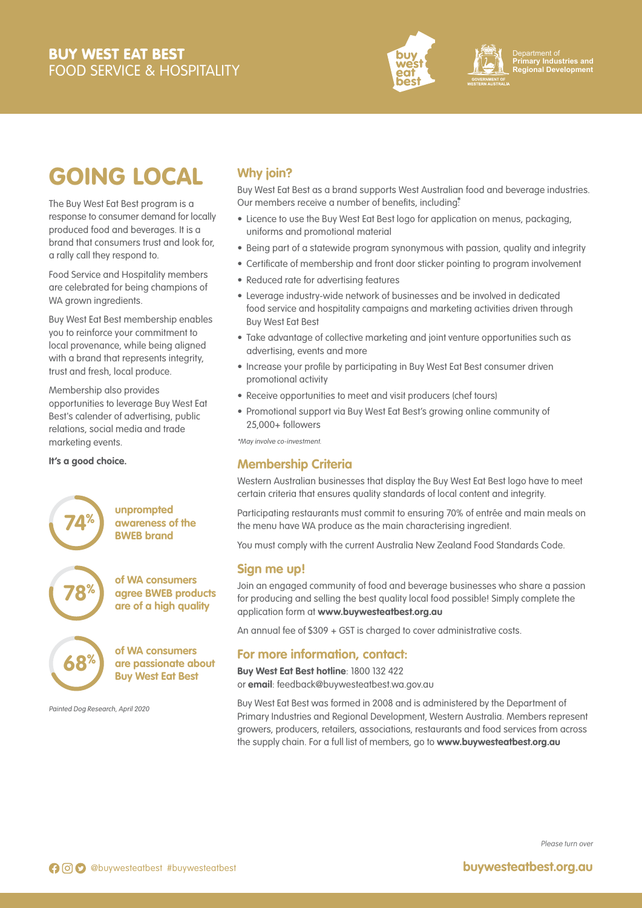**BUY WEST EAT BEST**
FOOD SERVICE & HOSPITALITY

Department of **Primary Industries and Regional Development**

# GOING LOCAL

The Buy West Eat Best program is a response to consumer demand for locally produced food and beverages. It is a brand that consumers trust and look for, a rally call they respond to.

Food Service and Hospitality members are celebrated for being champions of WA grown ingredients.

Buy West Eat Best membership enables you to reinforce your commitment to local provenance, while being aligned with a brand that represents integrity, trust and fresh, local produce.

Membership also provides opportunities to leverage Buy West Eat Best's calender of advertising, public relations, social media and trade marketing events.

**It's a good choice.**

**74%** unprompted awareness of the BWEB brand

**78%** of WA consumers agree BWEB products are of a high quality

**68%** of WA consumers are passionate about Buy West Eat Best

*Painted Dog Research, April 2020*

## Why join?

Buy West Eat Best as a brand supports West Australian food and beverage industries. Our members receive a number of benefits, including:*

- Licence to use the Buy West Eat Best logo for application on menus, packaging, uniforms and promotional material
- Being part of a statewide program synonymous with passion, quality and integrity
- Certificate of membership and front door sticker pointing to program involvement
- Reduced rate for advertising features
- Leverage industry-wide network of businesses and be involved in dedicated food service and hospitality campaigns and marketing activities driven through Buy West Eat Best
- Take advantage of collective marketing and joint venture opportunities such as advertising, events and more
- Increase your profile by participating in Buy West Eat Best consumer driven promotional activity
- Receive opportunities to meet and visit producers (chef tours)
- Promotional support via Buy West Eat Best's growing online community of 25,000+ followers

*\*May involve co-investment.*

## Membership Criteria

Western Australian businesses that display the Buy West Eat Best logo have to meet certain criteria that ensures quality standards of local content and integrity.

Participating restaurants must commit to ensuring 70% of entrée and main meals on the menu have WA produce as the main characterising ingredient.

You must comply with the current Australia New Zealand Food Standards Code.

## Sign me up!

Join an engaged community of food and beverage businesses who share a passion for producing and selling the best quality local food possible! Simply complete the application form at **www.buywesteatbest.org.au**

An annual fee of $309 + GST is charged to cover administrative costs.

## For more information, contact:

**Buy West Eat Best hotline**: 1800 132 422
or **email**: feedback@buywesteatbest.wa.gov.au

Buy West Eat Best was formed in 2008 and is administered by the Department of Primary Industries and Regional Development, Western Australia. Members represent growers, producers, retailers, associations, restaurants and food services from across the supply chain. For a full list of members, go to **www.buywesteatbest.org.au**

*Please turn over*

@buywesteatbest #buywesteatbest

**buywesteatbest.org.au**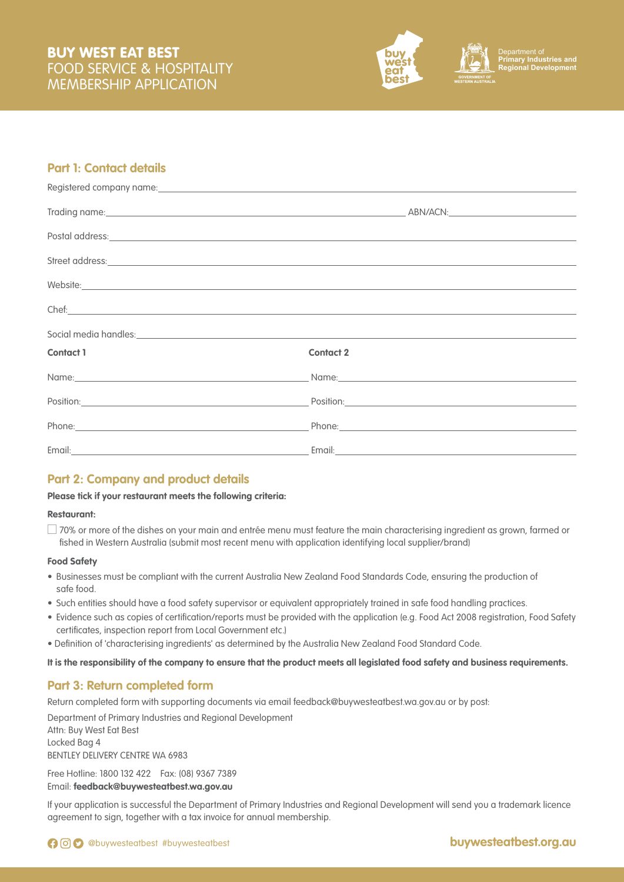# BUY WEST EAT BEST
## FOOD SERVICE & HOSPITALITY MEMBERSHIP APPLICATION

Department of Primary Industries and Regional Development

## Part 1: Contact details

Registered company name: \_\_\_\_\_\_\_\_\_\_\_\_\_\_\_\_\_\_\_\_\_\_\_\_\_\_\_\_

Trading name: \_\_\_\_\_\_\_\_\_\_\_\_\_\_\_\_\_\_\_\_ ABN/ACN: \_\_\_\_\_\_\_\_\_\_\_\_\_\_

Postal address: \_\_\_\_\_\_\_\_\_\_\_\_\_\_\_\_\_\_\_\_\_\_\_\_\_\_\_\_

Street address: \_\_\_\_\_\_\_\_\_\_\_\_\_\_\_\_\_\_\_\_\_\_\_\_\_\_\_\_

Website: \_\_\_\_\_\_\_\_\_\_\_\_\_\_\_\_\_\_\_\_\_\_\_\_\_\_\_\_

Chef: \_\_\_\_\_\_\_\_\_\_\_\_\_\_\_\_\_\_\_\_\_\_\_\_\_\_\_\_

Social media handles: \_\_\_\_\_\_\_\_\_\_\_\_\_\_\_\_\_\_\_\_\_\_\_\_\_\_\_\_

| **Contact 1** | **Contact 2** |
|---|---|
| Name: | Name: |
| Position: | Position: |
| Phone: | Phone: |
| Email: | Email: |

## Part 2: Company and product details

**Please tick if your restaurant meets the following criteria:**

**Restaurant:**

☐ 70% or more of the dishes on your main and entrée menu must feature the main characterising ingredient as grown, farmed or fished in Western Australia (submit most recent menu with application identifying local supplier/brand)

**Food Safety**

- Businesses must be compliant with the current Australia New Zealand Food Standards Code, ensuring the production of safe food.
- Such entities should have a food safety supervisor or equivalent appropriately trained in safe food handling practices.
- Evidence such as copies of certification/reports must be provided with the application (e.g. Food Act 2008 registration, Food Safety certificates, inspection report from Local Government etc.)
- Definition of 'characterising ingredients' as determined by the Australia New Zealand Food Standard Code.

**It is the responsibility of the company to ensure that the product meets all legislated food safety and business requirements.**

## Part 3: Return completed form

Return completed form with supporting documents via email feedback@buywesteatbest.wa.gov.au or by post:

Department of Primary Industries and Regional Development
Attn: Buy West Eat Best
Locked Bag 4
BENTLEY DELIVERY CENTRE WA 6983

Free Hotline: 1800 132 422 Fax: (08) 9367 7389
Email: **feedback@buywesteatbest.wa.gov.au**

If your application is successful the Department of Primary Industries and Regional Development will send you a trademark licence agreement to sign, together with a tax invoice for annual membership.

@buywesteatbest #buywesteatbest

**buywesteatbest.org.au**